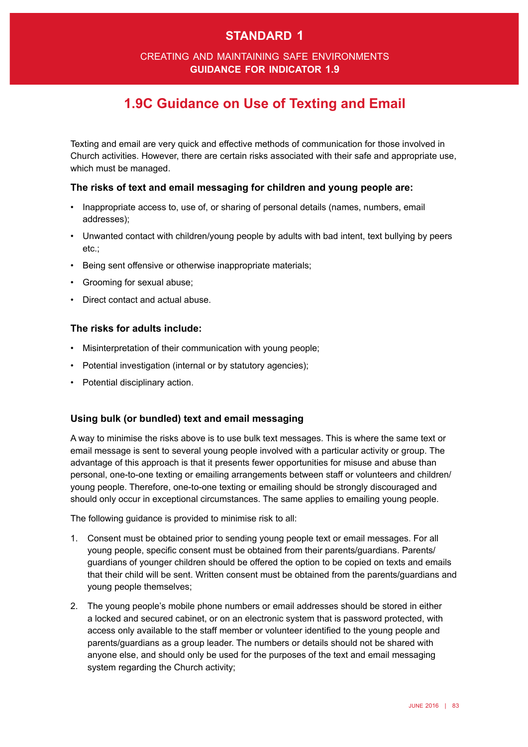# STANDARD 1

CREATING AND MAINTAINING SAFE ENVIRONMENTS
**GUIDANCE FOR INDICATOR 1.9**

## 1.9C Guidance on Use of Texting and Email

Texting and email are very quick and effective methods of communication for those involved in Church activities. However, there are certain risks associated with their safe and appropriate use, which must be managed.

### The risks of text and email messaging for children and young people are:

- Inappropriate access to, use of, or sharing of personal details (names, numbers, email addresses);
- Unwanted contact with children/young people by adults with bad intent, text bullying by peers etc.;
- Being sent offensive or otherwise inappropriate materials;
- Grooming for sexual abuse;
- Direct contact and actual abuse.

### The risks for adults include:

- Misinterpretation of their communication with young people;
- Potential investigation (internal or by statutory agencies);
- Potential disciplinary action.

### Using bulk (or bundled) text and email messaging

A way to minimise the risks above is to use bulk text messages. This is where the same text or email message is sent to several young people involved with a particular activity or group. The advantage of this approach is that it presents fewer opportunities for misuse and abuse than personal, one-to-one texting or emailing arrangements between staff or volunteers and children/young people. Therefore, one-to-one texting or emailing should be strongly discouraged and should only occur in exceptional circumstances. The same applies to emailing young people.

The following guidance is provided to minimise risk to all:

1. Consent must be obtained prior to sending young people text or email messages. For all young people, specific consent must be obtained from their parents/guardians. Parents/guardians of younger children should be offered the option to be copied on texts and emails that their child will be sent. Written consent must be obtained from the parents/guardians and young people themselves;
2. The young people's mobile phone numbers or email addresses should be stored in either a locked and secured cabinet, or on an electronic system that is password protected, with access only available to the staff member or volunteer identified to the young people and parents/guardians as a group leader. The numbers or details should not be shared with anyone else, and should only be used for the purposes of the text and email messaging system regarding the Church activity;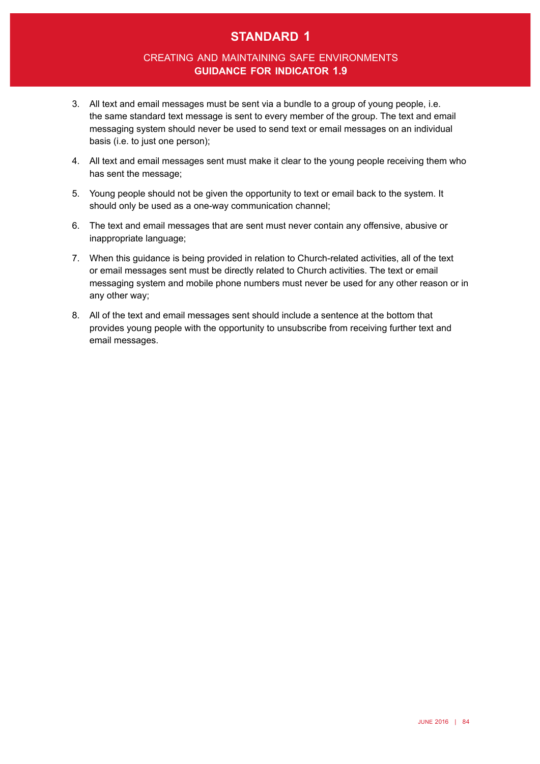# STANDARD 1

## CREATING AND MAINTAINING SAFE ENVIRONMENTS
### GUIDANCE FOR INDICATOR 1.9

3. All text and email messages must be sent via a bundle to a group of young people, i.e. the same standard text message is sent to every member of the group. The text and email messaging system should never be used to send text or email messages on an individual basis (i.e. to just one person);

4. All text and email messages sent must make it clear to the young people receiving them who has sent the message;

5. Young people should not be given the opportunity to text or email back to the system. It should only be used as a one-way communication channel;

6. The text and email messages that are sent must never contain any offensive, abusive or inappropriate language;

7. When this guidance is being provided in relation to Church-related activities, all of the text or email messages sent must be directly related to Church activities. The text or email messaging system and mobile phone numbers must never be used for any other reason or in any other way;

8. All of the text and email messages sent should include a sentence at the bottom that provides young people with the opportunity to unsubscribe from receiving further text and email messages.